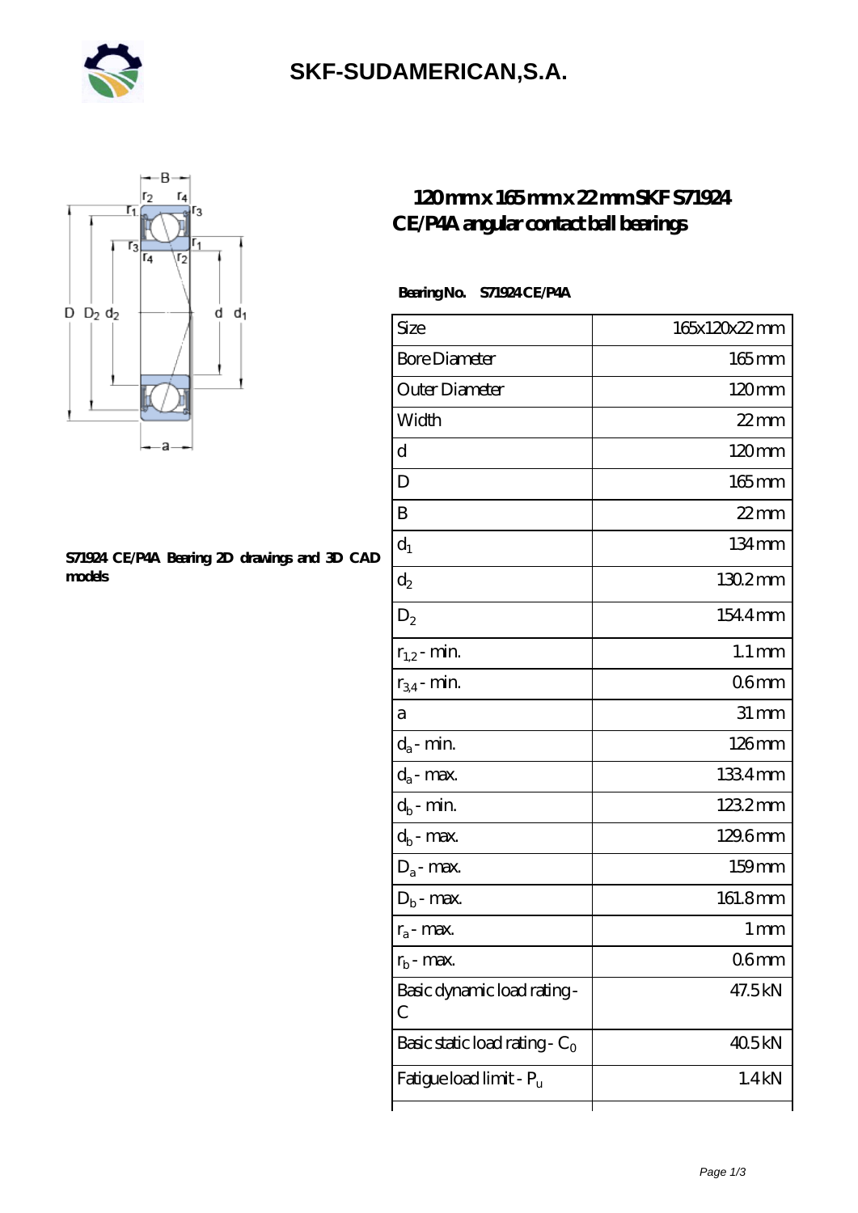# SKF-SUDAMERICAN,S.A.

## 120 mm x 165 mm x 22 mm SKF S71924 CE/P4A angular contact ball bearings

**Bearing No. S71924 CE/P4A**

S71924 CE/P4A Bearing 2D drawings and 3D CAD models

| Size | 165x120x22 mm |
| --- | --- |
| Bore Diameter | 165 mm |
| Outer Diameter | 120 mm |
| Width | 22 mm |
| d | 120 mm |
| D | 165 mm |
| B | 22 mm |
| $d_1$ | 134 mm |
| $d_2$ | 130.2 mm |
| $D_2$ | 154.4 mm |
| $r_{1,2}$ - min. | 1.1 mm |
| $r_{3,4}$ - min. | 0.6 mm |
| a | 31 mm |
| $d_a$ - min. | 126 mm |
| $d_a$ - max. | 133.4 mm |
| $d_b$ - min. | 123.2 mm |
| $d_b$ - max. | 129.6 mm |
| $D_a$ - max. | 159 mm |
| $D_b$ - max. | 161.8 mm |
| $r_a$ - max. | 1 mm |
| $r_b$ - max. | 0.6 mm |
| Basic dynamic load rating - C | 47.5 kN |
| Basic static load rating - $C_0$ | 40.5 kN |
| Fatigue load limit - $P_u$ | 1.4 kN |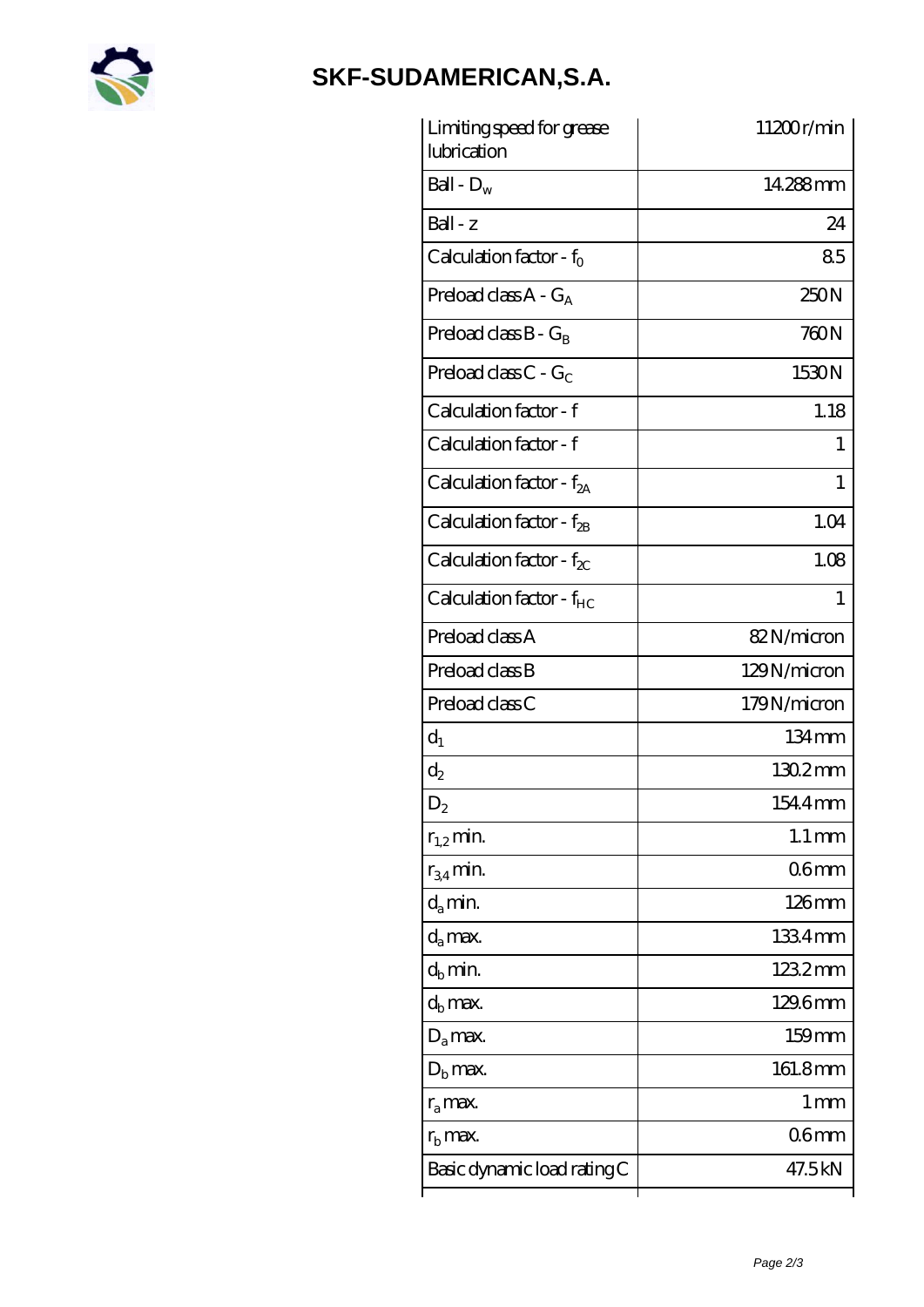# SKF-SUDAMERICAN,S.A.

| | |
|---|---|
| Limiting speed for grease lubrication | 11200 r/min |
| Ball - $D_w$ | 14.288 mm |
| Ball - z | 24 |
| Calculation factor - $f_0$ | 8.5 |
| Preload class A - $G_A$ | 250 N |
| Preload class B - $G_B$ | 760 N |
| Preload class C - $G_C$ | 1530 N |
| Calculation factor - f | 1.18 |
| Calculation factor - f | 1 |
| Calculation factor - $f_{2A}$ | 1 |
| Calculation factor - $f_{2B}$ | 1.04 |
| Calculation factor - $f_{2C}$ | 1.08 |
| Calculation factor - $f_{HC}$ | 1 |
| Preload class A | 82 N/micron |
| Preload class B | 129 N/micron |
| Preload class C | 179 N/micron |
| $d_1$ | 134 mm |
| $d_2$ | 130.2 mm |
| $D_2$ | 154.4 mm |
| $r_{1,2}$ min. | 1.1 mm |
| $r_{3,4}$ min. | 0.6 mm |
| $d_a$ min. | 126 mm |
| $d_a$ max. | 133.4 mm |
| $d_b$ min. | 123.2 mm |
| $d_b$ max. | 129.6 mm |
| $D_a$ max. | 159 mm |
| $D_b$ max. | 161.8 mm |
| $r_a$ max. | 1 mm |
| $r_b$ max. | 0.6 mm |
| Basic dynamic load rating C | 47.5 kN |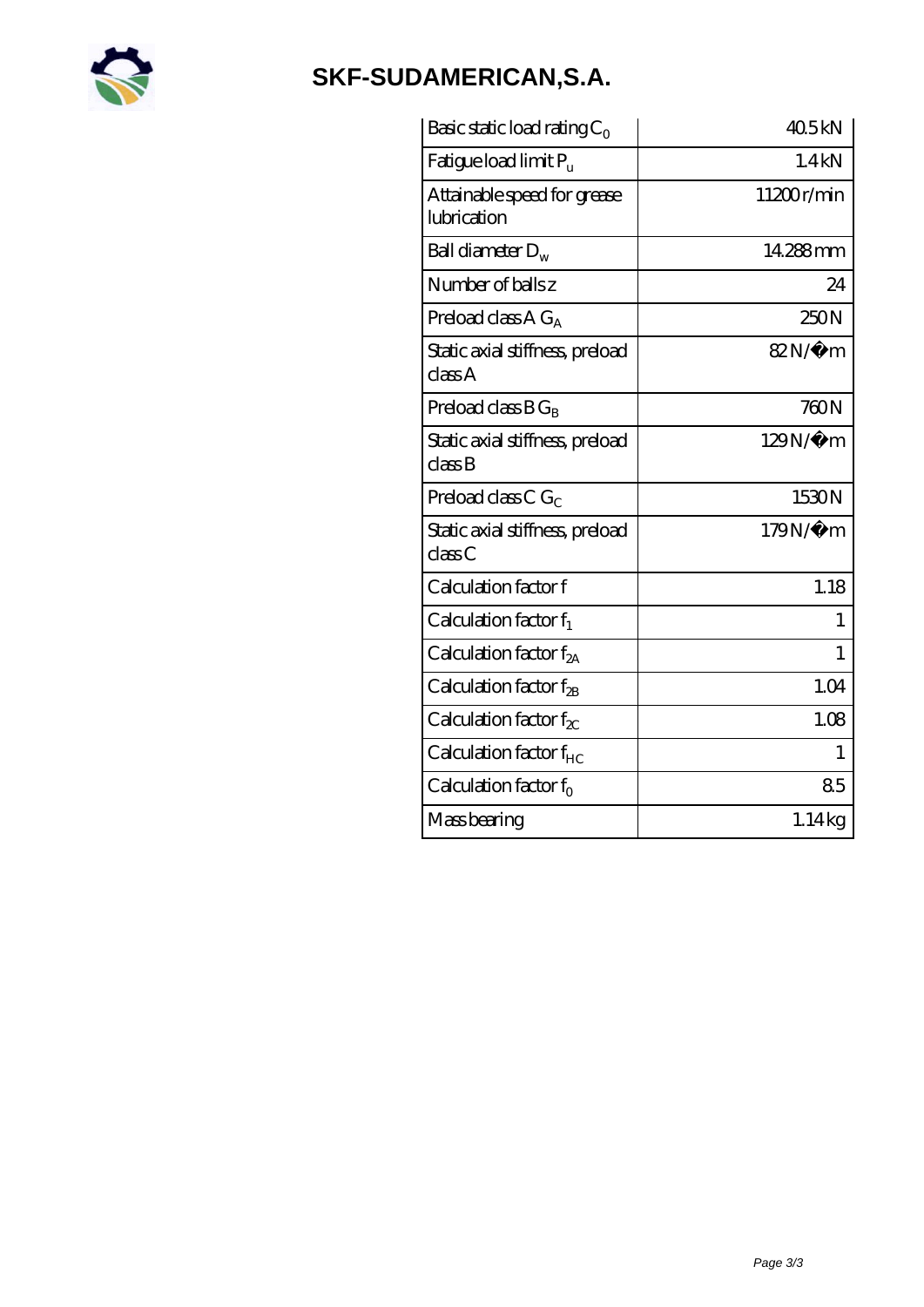# SKF-SUDAMERICAN,S.A.

| | |
|---|---|
| Basic static load rating $C_0$ | 40.5 kN |
| Fatigue load limit $P_u$ | 1.4 kN |
| Attainable speed for grease lubrication | 11200 r/min |
| Ball diameter $D_w$ | 14.288 mm |
| Number of balls z | 24 |
| Preload class A $G_A$ | 250 N |
| Static axial stiffness, preload class A | 82 N/�m |
| Preload class B $G_B$ | 760 N |
| Static axial stiffness, preload class B | 129 N/�m |
| Preload class C $G_C$ | 1530 N |
| Static axial stiffness, preload class C | 179 N/�m |
| Calculation factor f | 1.18 |
| Calculation factor $f_1$ | 1 |
| Calculation factor $f_{2A}$ | 1 |
| Calculation factor $f_{2B}$ | 1.04 |
| Calculation factor $f_{2C}$ | 1.08 |
| Calculation factor $f_{HC}$ | 1 |
| Calculation factor $f_0$ | 8.5 |
| Mass bearing | 1.14 kg |